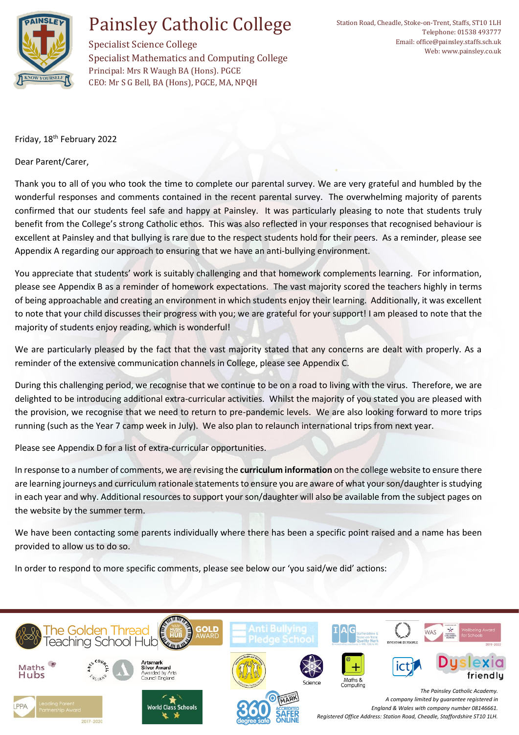# Painsley Catholic College

Specialist Science College
Specialist Mathematics and Computing College
Principal: Mrs R Waugh BA (Hons). PGCE
CEO: Mr S G Bell, BA (Hons), PGCE, MA, NPQH

Station Road, Cheadle, Stoke-on-Trent, Staffs, ST10 1LH
Telephone: 01538 493777
Email: office@painsley.staffs.sch.uk
Web: www.painsley.co.uk

Friday, 18th February 2022

Dear Parent/Carer,

Thank you to all of you who took the time to complete our parental survey. We are very grateful and humbled by the wonderful responses and comments contained in the recent parental survey. The overwhelming majority of parents confirmed that our students feel safe and happy at Painsley. It was particularly pleasing to note that students truly benefit from the College's strong Catholic ethos. This was also reflected in your responses that recognised behaviour is excellent at Painsley and that bullying is rare due to the respect students hold for their peers. As a reminder, please see Appendix A regarding our approach to ensuring that we have an anti-bullying environment.

You appreciate that students' work is suitably challenging and that homework complements learning. For information, please see Appendix B as a reminder of homework expectations. The vast majority scored the teachers highly in terms of being approachable and creating an environment in which students enjoy their learning. Additionally, it was excellent to note that your child discusses their progress with you; we are grateful for your support! I am pleased to note that the majority of students enjoy reading, which is wonderful!

We are particularly pleased by the fact that the vast majority stated that any concerns are dealt with properly. As a reminder of the extensive communication channels in College, please see Appendix C.

During this challenging period, we recognise that we continue to be on a road to living with the virus. Therefore, we are delighted to be introducing additional extra-curricular activities. Whilst the majority of you stated you are pleased with the provision, we recognise that we need to return to pre-pandemic levels. We are also looking forward to more trips running (such as the Year 7 camp week in July). We also plan to relaunch international trips from next year.

Please see Appendix D for a list of extra-curricular opportunities.

In response to a number of comments, we are revising the **curriculum information** on the college website to ensure there are learning journeys and curriculum rationale statements to ensure you are aware of what your son/daughter is studying in each year and why. Additional resources to support your son/daughter will also be available from the subject pages on the website by the summer term.

We have been contacting some parents individually where there has been a specific point raised and a name has been provided to allow us to do so.

In order to respond to more specific comments, please see below our 'you said/we did' actions:

*The Painsley Catholic Academy.*
*A company limited by guarantee registered in England & Wales with company number 08146661.*
*Registered Office Address: Station Road, Cheadle, Staffordshire ST10 1LH.*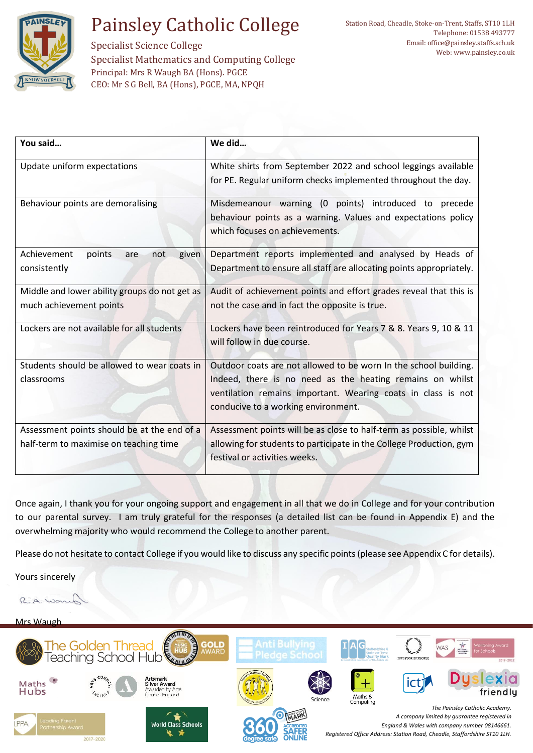| You said… | We did… |
|---|---|
| Update uniform expectations | White shirts from September 2022 and school leggings available for PE. Regular uniform checks implemented throughout the day. |
| Behaviour points are demoralising | Misdemeanour warning (0 points) introduced to precede behaviour points as a warning. Values and expectations policy which focuses on achievements. |
| Achievement points are not given consistently | Department reports implemented and analysed by Heads of Department to ensure all staff are allocating points appropriately. |
| Middle and lower ability groups do not get as much achievement points | Audit of achievement points and effort grades reveal that this is not the case and in fact the opposite is true. |
| Lockers are not available for all students | Lockers have been reintroduced for Years 7 & 8. Years 9, 10 & 11 will follow in due course. |
| Students should be allowed to wear coats in classrooms | Outdoor coats are not allowed to be worn In the school building. Indeed, there is no need as the heating remains on whilst ventilation remains important. Wearing coats in class is not conducive to a working environment. |
| Assessment points should be at the end of a half-term to maximise on teaching time | Assessment points will be as close to half-term as possible, whilst allowing for students to participate in the College Production, gym festival or activities weeks. |

Once again, I thank you for your ongoing support and engagement in all that we do in College and for your contribution to our parental survey. I am truly grateful for the responses (a detailed list can be found in Appendix E) and the overwhelming majority who would recommend the College to another parent.

Please do not hesitate to contact College if you would like to discuss any specific points (please see Appendix C for details).

Yours sincerely

Mrs Waugh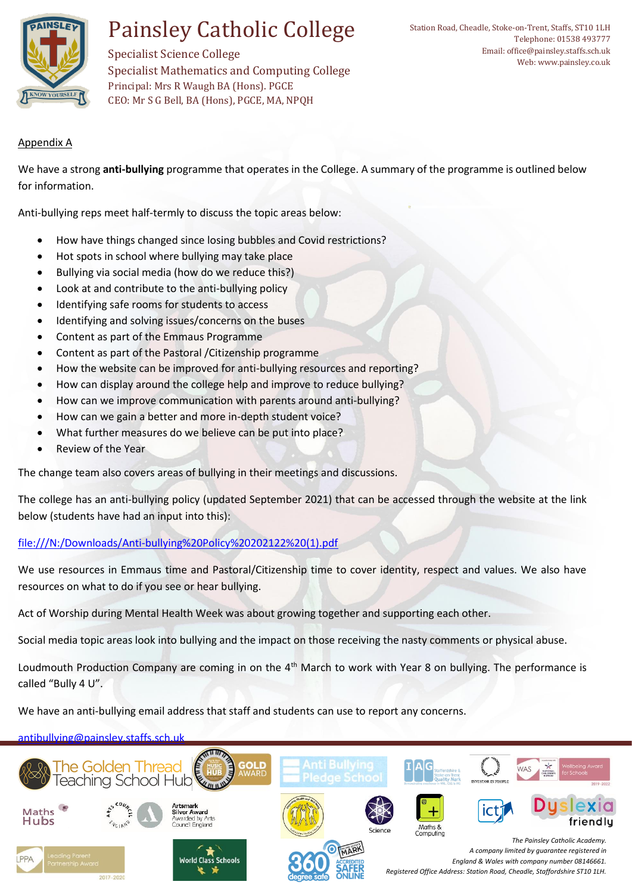Appendix A

We have a strong **anti-bullying** programme that operates in the College. A summary of the programme is outlined below for information.

Anti-bullying reps meet half-termly to discuss the topic areas below:

- How have things changed since losing bubbles and Covid restrictions?
- Hot spots in school where bullying may take place
- Bullying via social media (how do we reduce this?)
- Look at and contribute to the anti-bullying policy
- Identifying safe rooms for students to access
- Identifying and solving issues/concerns on the buses
- Content as part of the Emmaus Programme
- Content as part of the Pastoral /Citizenship programme
- How the website can be improved for anti-bullying resources and reporting?
- How can display around the college help and improve to reduce bullying?
- How can we improve communication with parents around anti-bullying?
- How can we gain a better and more in-depth student voice?
- What further measures do we believe can be put into place?
- Review of the Year

The change team also covers areas of bullying in their meetings and discussions.

The college has an anti-bullying policy (updated September 2021) that can be accessed through the website at the link below (students have had an input into this):

file:///N:/Downloads/Anti-bullying%20Policy%20202122%20(1).pdf

We use resources in Emmaus time and Pastoral/Citizenship time to cover identity, respect and values. We also have resources on what to do if you see or hear bullying.

Act of Worship during Mental Health Week was about growing together and supporting each other.

Social media topic areas look into bullying and the impact on those receiving the nasty comments or physical abuse.

Loudmouth Production Company are coming in on the 4th March to work with Year 8 on bullying. The performance is called "Bully 4 U".

We have an anti-bullying email address that staff and students can use to report any concerns.

antibullying@painsley.staffs.sch.uk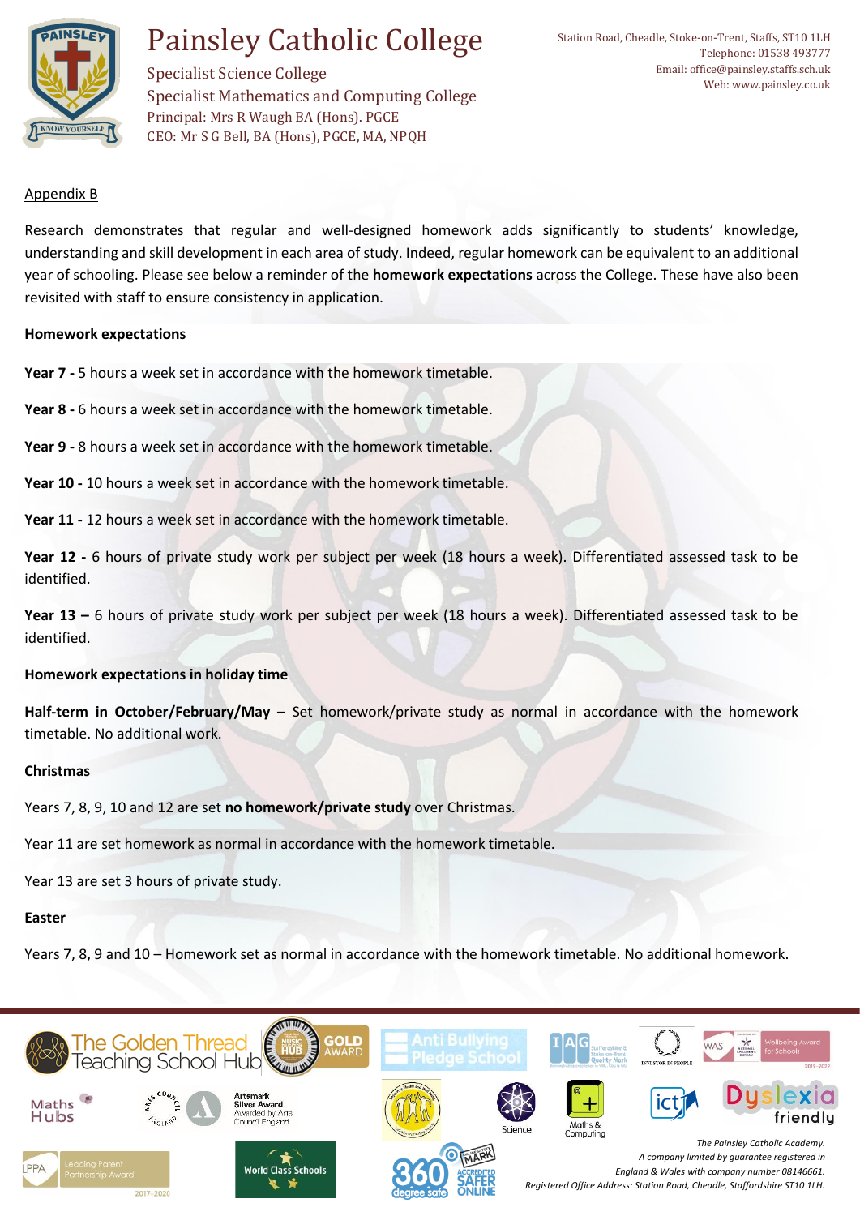Appendix B

Research demonstrates that regular and well-designed homework adds significantly to students' knowledge, understanding and skill development in each area of study. Indeed, regular homework can be equivalent to an additional year of schooling. Please see below a reminder of the **homework expectations** across the College. These have also been revisited with staff to ensure consistency in application.

**Homework expectations**

**Year 7 -** 5 hours a week set in accordance with the homework timetable.

**Year 8 -** 6 hours a week set in accordance with the homework timetable.

**Year 9 -** 8 hours a week set in accordance with the homework timetable.

**Year 10 -** 10 hours a week set in accordance with the homework timetable.

**Year 11 -** 12 hours a week set in accordance with the homework timetable.

**Year 12 -** 6 hours of private study work per subject per week (18 hours a week). Differentiated assessed task to be identified.

**Year 13 –** 6 hours of private study work per subject per week (18 hours a week). Differentiated assessed task to be identified.

**Homework expectations in holiday time**

**Half-term in October/February/May** – Set homework/private study as normal in accordance with the homework timetable. No additional work.

**Christmas**

Years 7, 8, 9, 10 and 12 are set **no homework/private study** over Christmas.

Year 11 are set homework as normal in accordance with the homework timetable.

Year 13 are set 3 hours of private study.

**Easter**

Years 7, 8, 9 and 10 – Homework set as normal in accordance with the homework timetable. No additional homework.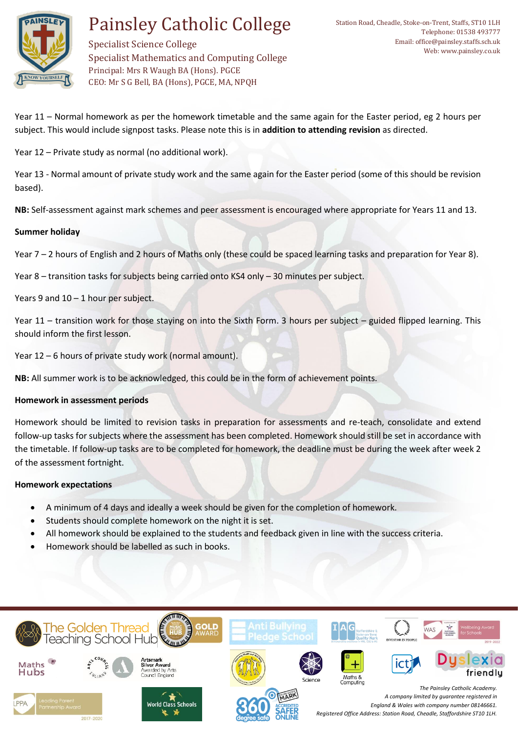Year 11 – Normal homework as per the homework timetable and the same again for the Easter period, eg 2 hours per subject. This would include signpost tasks. Please note this is in **addition to attending revision** as directed.

Year 12 – Private study as normal (no additional work).

Year 13 - Normal amount of private study work and the same again for the Easter period (some of this should be revision based).

**NB:** Self-assessment against mark schemes and peer assessment is encouraged where appropriate for Years 11 and 13.

**Summer holiday**

Year 7 – 2 hours of English and 2 hours of Maths only (these could be spaced learning tasks and preparation for Year 8).

Year 8 – transition tasks for subjects being carried onto KS4 only – 30 minutes per subject.

Years 9 and 10 – 1 hour per subject.

Year 11 – transition work for those staying on into the Sixth Form. 3 hours per subject – guided flipped learning. This should inform the first lesson.

Year 12 – 6 hours of private study work (normal amount).

**NB:** All summer work is to be acknowledged, this could be in the form of achievement points.

**Homework in assessment periods**

Homework should be limited to revision tasks in preparation for assessments and re-teach, consolidate and extend follow-up tasks for subjects where the assessment has been completed. Homework should still be set in accordance with the timetable. If follow-up tasks are to be completed for homework, the deadline must be during the week after week 2 of the assessment fortnight.

**Homework expectations**

- A minimum of 4 days and ideally a week should be given for the completion of homework.
- Students should complete homework on the night it is set.
- All homework should be explained to the students and feedback given in line with the success criteria.
- Homework should be labelled as such in books.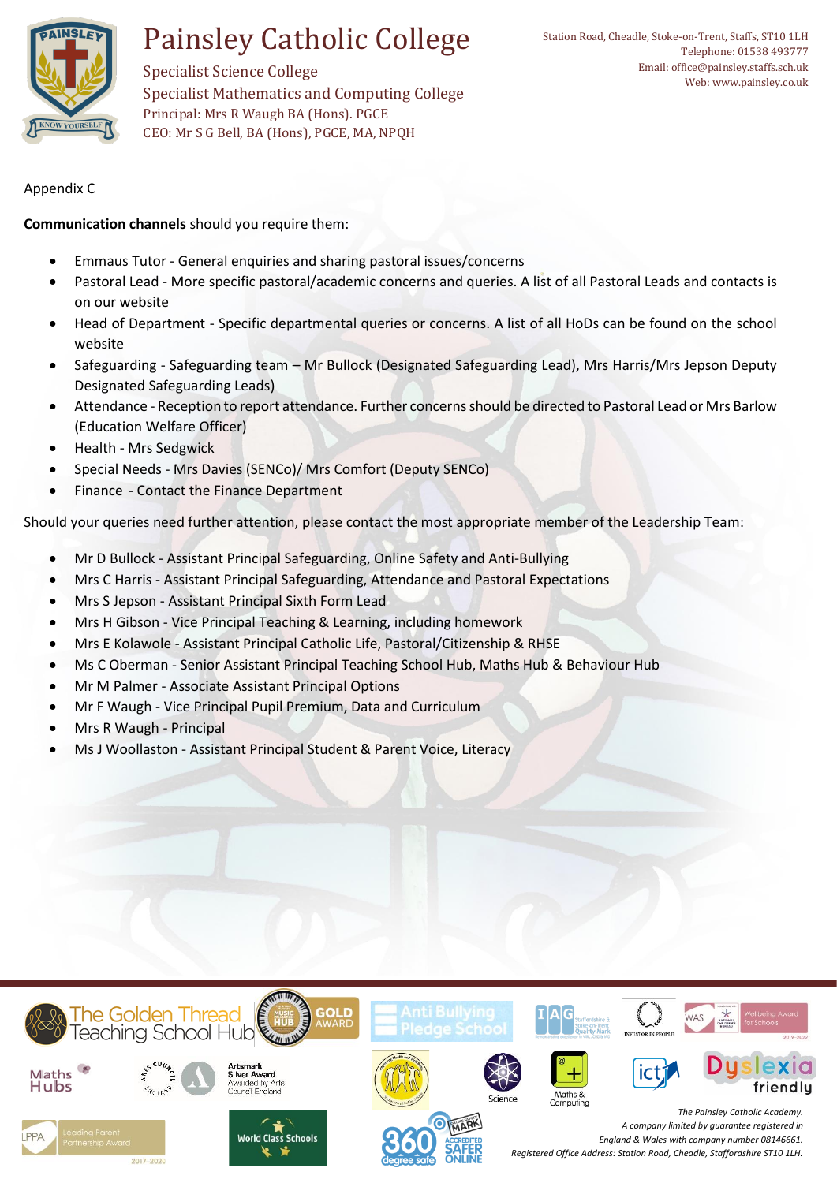Appendix C

**Communication channels** should you require them:

- Emmaus Tutor - General enquiries and sharing pastoral issues/concerns
- Pastoral Lead - More specific pastoral/academic concerns and queries. A list of all Pastoral Leads and contacts is on our website
- Head of Department - Specific departmental queries or concerns. A list of all HoDs can be found on the school website
- Safeguarding - Safeguarding team – Mr Bullock (Designated Safeguarding Lead), Mrs Harris/Mrs Jepson Deputy Designated Safeguarding Leads)
- Attendance - Reception to report attendance. Further concerns should be directed to Pastoral Lead or Mrs Barlow (Education Welfare Officer)
- Health - Mrs Sedgwick
- Special Needs - Mrs Davies (SENCo)/ Mrs Comfort (Deputy SENCo)
- Finance - Contact the Finance Department

Should your queries need further attention, please contact the most appropriate member of the Leadership Team:

- Mr D Bullock - Assistant Principal Safeguarding, Online Safety and Anti-Bullying
- Mrs C Harris - Assistant Principal Safeguarding, Attendance and Pastoral Expectations
- Mrs S Jepson - Assistant Principal Sixth Form Lead
- Mrs H Gibson - Vice Principal Teaching & Learning, including homework
- Mrs E Kolawole - Assistant Principal Catholic Life, Pastoral/Citizenship & RHSE
- Ms C Oberman - Senior Assistant Principal Teaching School Hub, Maths Hub & Behaviour Hub
- Mr M Palmer - Associate Assistant Principal Options
- Mr F Waugh - Vice Principal Pupil Premium, Data and Curriculum
- Mrs R Waugh - Principal
- Ms J Woollaston - Assistant Principal Student & Parent Voice, Literacy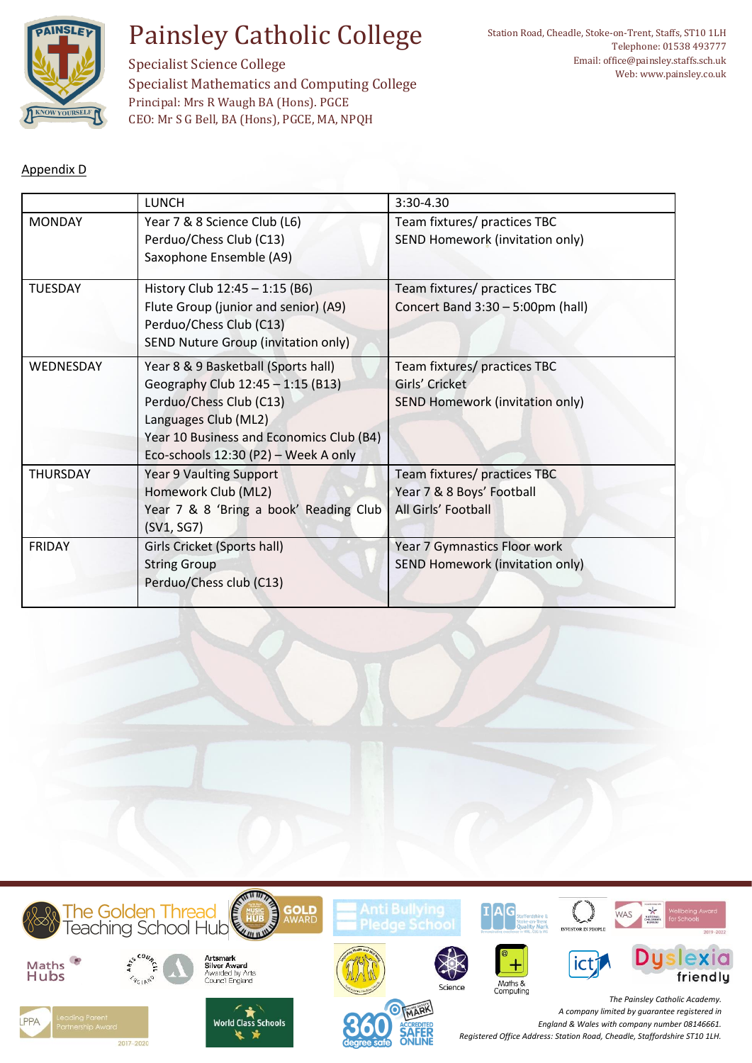Appendix D

| | LUNCH | 3:30-4.30 |
|---|---|---|
| MONDAY | Year 7 & 8 Science Club (L6)<br>Perduo/Chess Club (C13)<br>Saxophone Ensemble (A9) | Team fixtures/ practices TBC<br>SEND Homework (invitation only) |
| TUESDAY | History Club 12:45 – 1:15 (B6)<br>Flute Group (junior and senior) (A9)<br>Perduo/Chess Club (C13)<br>SEND Nuture Group (invitation only) | Team fixtures/ practices TBC<br>Concert Band 3:30 – 5:00pm (hall) |
| WEDNESDAY | Year 8 & 9 Basketball (Sports hall)<br>Geography Club 12:45 – 1:15 (B13)<br>Perduo/Chess Club (C13)<br>Languages Club (ML2)<br>Year 10 Business and Economics Club (B4)<br>Eco-schools 12:30 (P2) – Week A only | Team fixtures/ practices TBC<br>Girls' Cricket<br>SEND Homework (invitation only) |
| THURSDAY | Year 9 Vaulting Support<br>Homework Club (ML2)<br>Year 7 & 8 'Bring a book' Reading Club (SV1, SG7) | Team fixtures/ practices TBC<br>Year 7 & 8 Boys' Football<br>All Girls' Football |
| FRIDAY | Girls Cricket (Sports hall)<br>String Group<br>Perduo/Chess club (C13) | Year 7 Gymnastics Floor work<br>SEND Homework (invitation only) |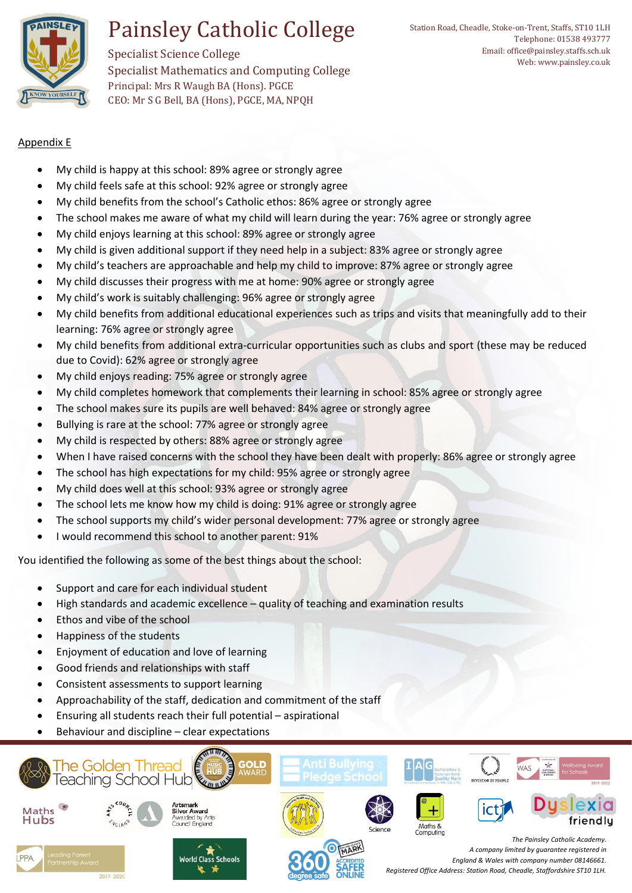Appendix E

- My child is happy at this school: 89% agree or strongly agree
- My child feels safe at this school: 92% agree or strongly agree
- My child benefits from the school's Catholic ethos: 86% agree or strongly agree
- The school makes me aware of what my child will learn during the year: 76% agree or strongly agree
- My child enjoys learning at this school: 89% agree or strongly agree
- My child is given additional support if they need help in a subject: 83% agree or strongly agree
- My child's teachers are approachable and help my child to improve: 87% agree or strongly agree
- My child discusses their progress with me at home: 90% agree or strongly agree
- My child's work is suitably challenging: 96% agree or strongly agree
- My child benefits from additional educational experiences such as trips and visits that meaningfully add to their learning: 76% agree or strongly agree
- My child benefits from additional extra-curricular opportunities such as clubs and sport (these may be reduced due to Covid): 62% agree or strongly agree
- My child enjoys reading: 75% agree or strongly agree
- My child completes homework that complements their learning in school: 85% agree or strongly agree
- The school makes sure its pupils are well behaved: 84% agree or strongly agree
- Bullying is rare at the school: 77% agree or strongly agree
- My child is respected by others: 88% agree or strongly agree
- When I have raised concerns with the school they have been dealt with properly: 86% agree or strongly agree
- The school has high expectations for my child: 95% agree or strongly agree
- My child does well at this school: 93% agree or strongly agree
- The school lets me know how my child is doing: 91% agree or strongly agree
- The school supports my child's wider personal development: 77% agree or strongly agree
- I would recommend this school to another parent: 91%

You identified the following as some of the best things about the school:

- Support and care for each individual student
- High standards and academic excellence – quality of teaching and examination results
- Ethos and vibe of the school
- Happiness of the students
- Enjoyment of education and love of learning
- Good friends and relationships with staff
- Consistent assessments to support learning
- Approachability of the staff, dedication and commitment of the staff
- Ensuring all students reach their full potential – aspirational
- Behaviour and discipline – clear expectations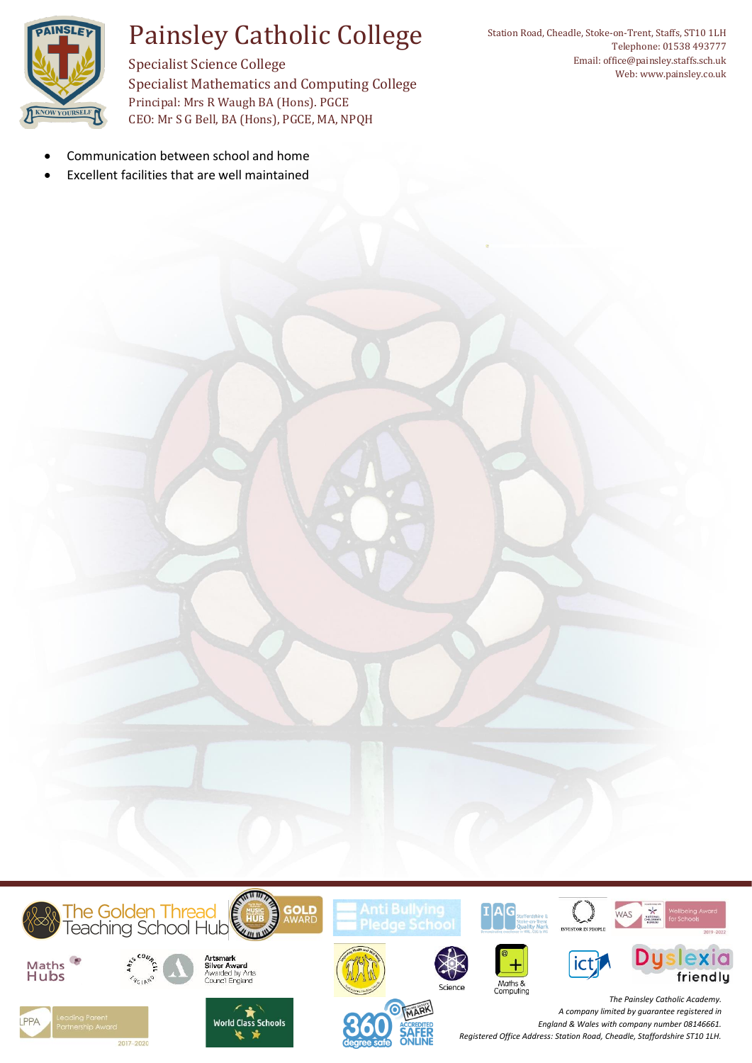- Communication between school and home
- Excellent facilities that are well maintained